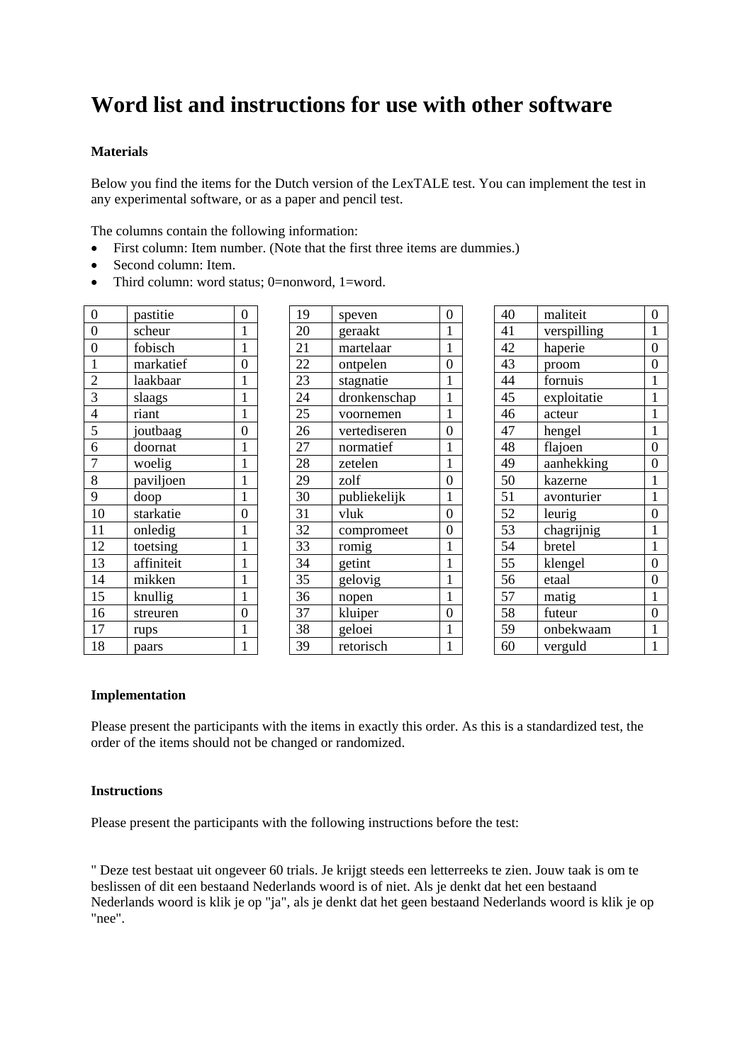# Word list and instructions for use with other software

**Materials**

Below you find the items for the Dutch version of the LexTALE test. You can implement the test in any experimental software, or as a paper and pencil test.

The columns contain the following information:

- First column: Item number. (Note that the first three items are dummies.)
- Second column: Item.
- Third column: word status; 0=nonword, 1=word.

| | | |
|---|---|---|
| 0 | pastitie | 0 |
| 0 | scheur | 1 |
| 0 | fobisch | 1 |
| 1 | markatief | 0 |
| 2 | laakbaar | 1 |
| 3 | slaags | 1 |
| 4 | riant | 1 |
| 5 | joutbaag | 0 |
| 6 | doornat | 1 |
| 7 | woelig | 1 |
| 8 | paviljoen | 1 |
| 9 | doop | 1 |
| 10 | starkatie | 0 |
| 11 | onledig | 1 |
| 12 | toetsing | 1 |
| 13 | affiniteit | 1 |
| 14 | mikken | 1 |
| 15 | knullig | 1 |
| 16 | streuren | 0 |
| 17 | rups | 1 |
| 18 | paars | 1 |

| | | |
|---|---|---|
| 19 | speven | 0 |
| 20 | geraakt | 1 |
| 21 | martelaar | 1 |
| 22 | ontpelen | 0 |
| 23 | stagnatie | 1 |
| 24 | dronkenschap | 1 |
| 25 | voornemen | 1 |
| 26 | vertediseren | 0 |
| 27 | normatief | 1 |
| 28 | zetelen | 1 |
| 29 | zolf | 0 |
| 30 | publiekelijk | 1 |
| 31 | vluk | 0 |
| 32 | compromeet | 0 |
| 33 | romig | 1 |
| 34 | getint | 1 |
| 35 | gelovig | 1 |
| 36 | nopen | 1 |
| 37 | kluiper | 0 |
| 38 | geloei | 1 |
| 39 | retorisch | 1 |

| | | |
|---|---|---|
| 40 | maliteit | 0 |
| 41 | verspilling | 1 |
| 42 | haperie | 0 |
| 43 | proom | 0 |
| 44 | fornuis | 1 |
| 45 | exploitatie | 1 |
| 46 | acteur | 1 |
| 47 | hengel | 1 |
| 48 | flajoen | 0 |
| 49 | aanhekking | 0 |
| 50 | kazerne | 1 |
| 51 | avonturier | 1 |
| 52 | leurig | 0 |
| 53 | chagrijnig | 1 |
| 54 | bretel | 1 |
| 55 | klengel | 0 |
| 56 | etaal | 0 |
| 57 | matig | 1 |
| 58 | futeur | 0 |
| 59 | onbekwaam | 1 |
| 60 | verguld | 1 |

**Implementation**

Please present the participants with the items in exactly this order. As this is a standardized test, the order of the items should not be changed or randomized.

**Instructions**

Please present the participants with the following instructions before the test:

" Deze test bestaat uit ongeveer 60 trials. Je krijgt steeds een letterreeks te zien. Jouw taak is om te beslissen of dit een bestaand Nederlands woord is of niet. Als je denkt dat het een bestaand Nederlands woord is klik je op "ja", als je denkt dat het geen bestaand Nederlands woord is klik je op "nee".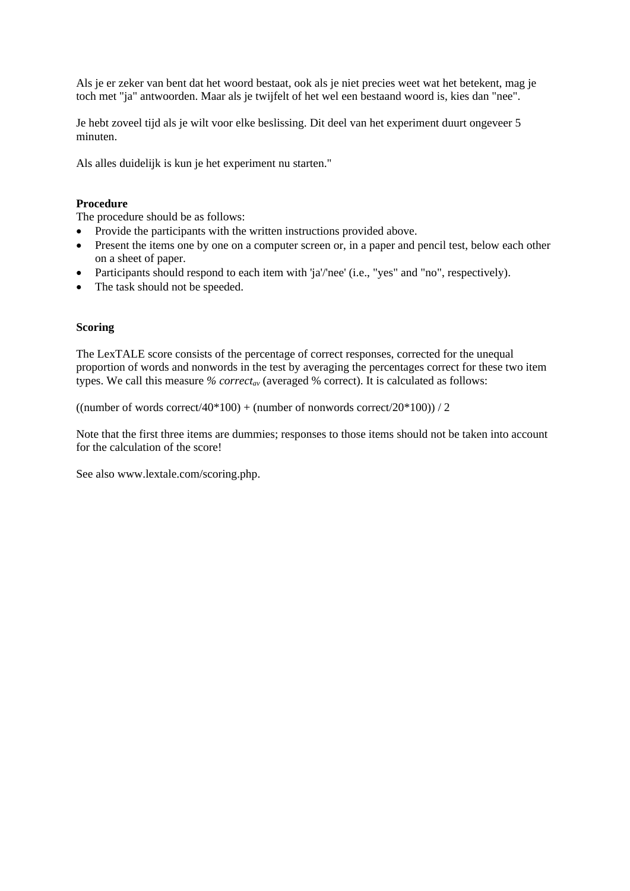Als je er zeker van bent dat het woord bestaat, ook als je niet precies weet wat het betekent, mag je toch met "ja" antwoorden. Maar als je twijfelt of het wel een bestaand woord is, kies dan "nee".

Je hebt zoveel tijd als je wilt voor elke beslissing. Dit deel van het experiment duurt ongeveer 5 minuten.

Als alles duidelijk is kun je het experiment nu starten."

**Procedure**

The procedure should be as follows:

- Provide the participants with the written instructions provided above.
- Present the items one by one on a computer screen or, in a paper and pencil test, below each other on a sheet of paper.
- Participants should respond to each item with 'ja'/'nee' (i.e., "yes" and "no", respectively).
- The task should not be speeded.

**Scoring**

The LexTALE score consists of the percentage of correct responses, corrected for the unequal proportion of words and nonwords in the test by averaging the percentages correct for these two item types. We call this measure *% correct$_{av}$* (averaged % correct). It is calculated as follows:

((number of words correct/40*100) + (number of nonwords correct/20*100)) / 2

Note that the first three items are dummies; responses to those items should not be taken into account for the calculation of the score!

See also www.lextale.com/scoring.php.